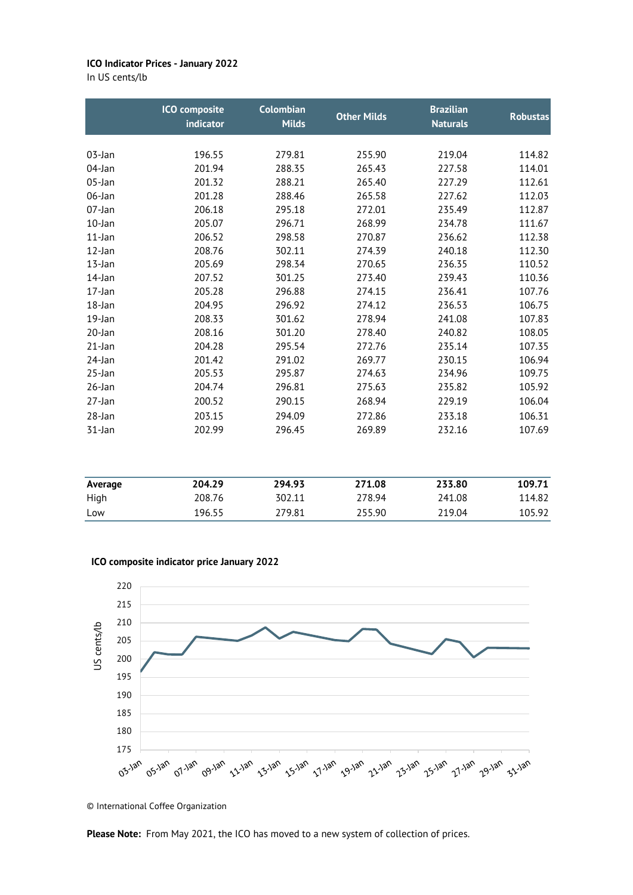**ICO Indicator Prices - January 2022**

In US cents/lb

| | ICO composite indicator | Colombian Milds | Other Milds | Brazilian Naturals | Robustas |
|---|---|---|---|---|---|
| 03-Jan | 196.55 | 279.81 | 255.90 | 219.04 | 114.82 |
| 04-Jan | 201.94 | 288.35 | 265.43 | 227.58 | 114.01 |
| 05-Jan | 201.32 | 288.21 | 265.40 | 227.29 | 112.61 |
| 06-Jan | 201.28 | 288.46 | 265.58 | 227.62 | 112.03 |
| 07-Jan | 206.18 | 295.18 | 272.01 | 235.49 | 112.87 |
| 10-Jan | 205.07 | 296.71 | 268.99 | 234.78 | 111.67 |
| 11-Jan | 206.52 | 298.58 | 270.87 | 236.62 | 112.38 |
| 12-Jan | 208.76 | 302.11 | 274.39 | 240.18 | 112.30 |
| 13-Jan | 205.69 | 298.34 | 270.65 | 236.35 | 110.52 |
| 14-Jan | 207.52 | 301.25 | 273.40 | 239.43 | 110.36 |
| 17-Jan | 205.28 | 296.88 | 274.15 | 236.41 | 107.76 |
| 18-Jan | 204.95 | 296.92 | 274.12 | 236.53 | 106.75 |
| 19-Jan | 208.33 | 301.62 | 278.94 | 241.08 | 107.83 |
| 20-Jan | 208.16 | 301.20 | 278.40 | 240.82 | 108.05 |
| 21-Jan | 204.28 | 295.54 | 272.76 | 235.14 | 107.35 |
| 24-Jan | 201.42 | 291.02 | 269.77 | 230.15 | 106.94 |
| 25-Jan | 205.53 | 295.87 | 274.63 | 234.96 | 109.75 |
| 26-Jan | 204.74 | 296.81 | 275.63 | 235.82 | 105.92 |
| 27-Jan | 200.52 | 290.15 | 268.94 | 229.19 | 106.04 |
| 28-Jan | 203.15 | 294.09 | 272.86 | 233.18 | 106.31 |
| 31-Jan | 202.99 | 296.45 | 269.89 | 232.16 | 107.69 |
| **Average** | **204.29** | **294.93** | **271.08** | **233.80** | **109.71** |
| High | 208.76 | 302.11 | 278.94 | 241.08 | 114.82 |
| Low | 196.55 | 279.81 | 255.90 | 219.04 | 105.92 |

**ICO composite indicator price January 2022**

© International Coffee Organization

**Please Note:** From May 2021, the ICO has moved to a new system of collection of prices.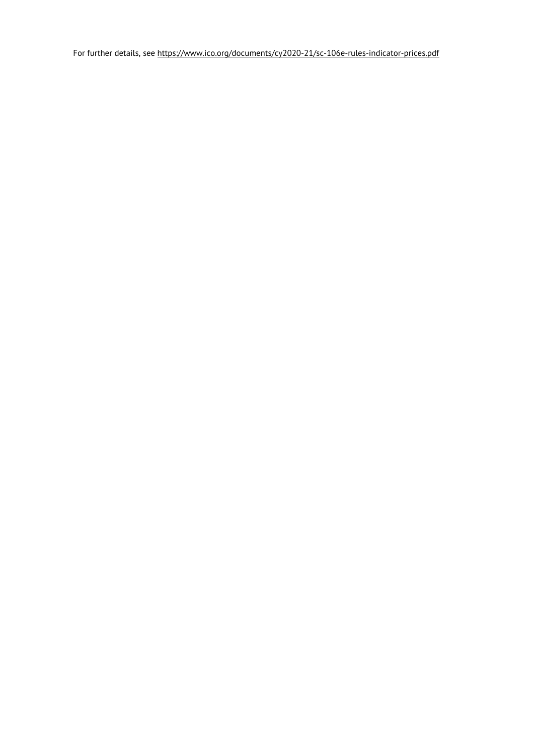For further details, see https://www.ico.org/documents/cy2020-21/sc-106e-rules-indicator-prices.pdf